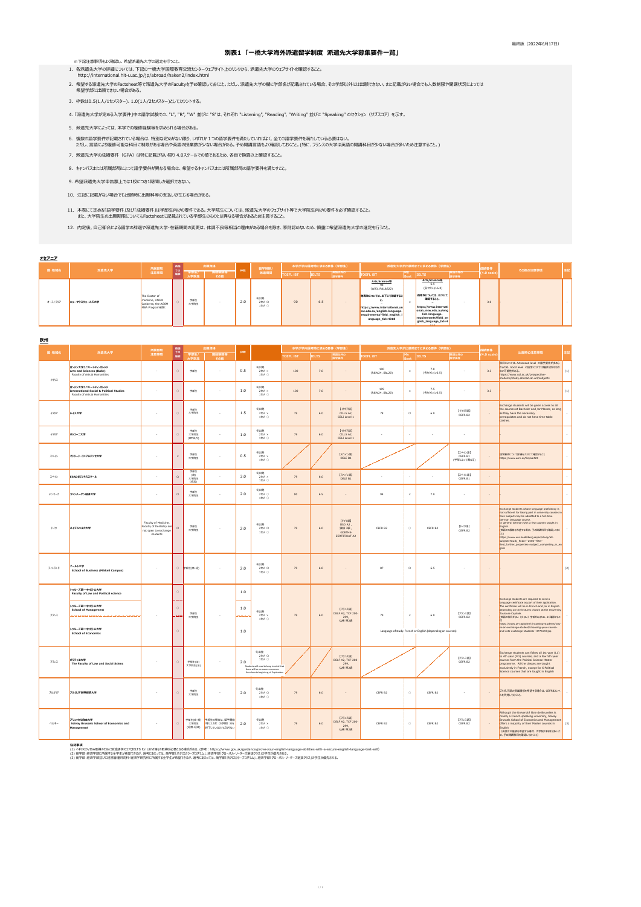最終版（2022年6月17日）

# 別表1「一橋大学海外派遣留学制度　派遣先大学募集要件一覧」

※下記注意事項をよく確認し、希望派遣先大学の選定を行うこと。

1. 各派遣先大学の詳細については、下記の一橋大学国際教育交流センターウェブサイト上のリンクから、派遣先大学のウェブサイトを確認すること。
 http://international.hit-u.ac.jp/jp/abroad/haken2/index.html

2. 希望する派遣先大学のFactsheet等で派遣先大学のFacultyを予め確認しておくこと。ただし、派遣先大学の欄に学部名が記載されている場合、その学部以外には出願できない。また記載がない場合でも人数制限や開講状況によっては希望学部に出願できない場合がある。

3. 枠数は0.5(1人/1セメスター)、1.0(1人/2セメスター)としてカウントする。

4. 「派遣先大学が定める入学要件」中の語学試験での、"L", "R", "W" 並びに "S"は、それぞれ "Listening", "Reading", "Writing" 並びに "Speaking" のセクション（サブスコア）を示す。

5. 派遣先大学によっては、本学での履修経験等を求められる場合がある。

6. 複数の語学要件が記載されている場合は、特別な定めがない限り、いずれか１つの語学要件を満たしていればよく、全ての語学要件を満たしている必要はない。
 ただし、言語により履修可能な科目に制限がある場合や英語の授業数が少ない場合がある。予め開講言語をよく確認しておくこと。(特に、フランスの大学は英語の開講科目が少ない場合が多いため注意すること。)

7. 派遣先大学の成績要件（GPA）は特に記載がない限り 4.0スケールでの値であるため、各自で換算の上確認すること。

8. キャンパスまたは所属部局によって語学要件が異なる場合は、希望するキャンパスまたは所属部局の語学要件を満たすこと。

9. 希望派遣先大学申告票上では1校につき1期間しか選択できない。

10. 注記に記載がない場合でも出願時に出願料等の支払いが生じる場合がある。

11. 本表にて定める「語学要件」及び「成績要件」は学部生向けの要件である。大学院生については、派遣先大学のウェブサイト等で大学院生向けの要件を必ず確認すること。
 また、大学院生の出願期限についてもFactsheetに記載されている学部生のものとは異なる場合があるため注意すること。

12. 内定後、自己都合による留学の辞退や派遣先大学・在籍期間の変更は、体調不良等相当の理由がある場合を除き、原則認めないため、慎重に希望派遣先大学の選定を行うこと。

## オセアニア

| 国・地域名 | 派遣先大学 | 所属部局注意事項 | 各国での面接 | 出願資格 学部生/大学院生 | 出願資格 国籍要件等その他 | 枠数 | 留学時期/派遣期間 | 本学が学内選考時に求める要件（学部生） TOEFL iBT | IELTS | 英語以外の語学要件 | 派遣先大学が出願時までに求める要件（学部生） TOEFL iBT | My Best | IELTS | 英語以外の語学要件 | 成績要件 (4.0 scale) | その他の注意事項 | 注記 |
|---|---|---|---|---|---|---|---|---|---|---|---|---|---|---|---|---|---|
| オーストラリア | ニューサウスウェールズ大学 | The Doctor of medicine, UNSW Canberra, the AGSM MBA Programは除く | ○ | 学部生<br>大学院生 | - | 2.0 | 冬出発<br>2ドメ ×<br>1ドメ ○ | 90 | 6.5 | - | Arts,Science等<br>90<br>(W23, R&L&S22)<br>他専攻については、以下にて確認すること。<br>https://www.international.unsw.edu.au/english-language-requirements?field_english_language_tid=4018 | × | Arts,Science等<br>6.5<br>(各セクション6.0)<br>他専攻については、以下にて確認すること。<br>https://www.international.unsw.edu.au/english-language-requirements?field_english_language_tid=4 | - | 3.0 | | - |

## 欧州

| 国・地域名 | 派遣先大学 | 所属部局注意事項 | 各国での面接 | 出願資格 学部生/大学院生 | 出願資格 国籍要件等その他 | 枠数 | 留学時期/派遣期間 | 本学が学内選考時に求める要件（学部生） TOEFL iBT | IELTS | 英語以外の語学要件 | 派遣先大学が出願時までに求める要件（学部生） TOEFL iBT | My Best | IELTS | 英語以外の語学要件 | 成績要件 (4.0 scale) | 出願時の注意事項 | 注記 |
|---|---|---|---|---|---|---|---|---|---|---|---|---|---|---|---|---|---|
| イギリス | ロンドン大学ユニバーシティ・カレッジ<br>Arts and Sciences (BASc)<br>Faculty of Arts & Humanities | - | ○ | 学部生 | - | 0.5 | 冬出発<br>2ドメ ×<br>1ドメ ○ | 100 | 7.0 | - | 100<br>(R&W24, S&L20) | × | 7.0<br>(各セクション6.5) | - | 3.3 | 科目によっては、Advanced level の語学要件が求められる。Good level の語学スコアでは履修が許可されない可能性がある。<br>https://www.ucl.ac.uk/prospective-students/study-abroad-at-ucl/subjects | (1) |
| イギリス | ロンドン大学ユニバーシティ・カレッジ<br>International Social & Political Studies<br>Faculty of Arts & Humanities | - | ○ | 学部生 | - | 1.0 | 冬出発<br>2ドメ ×<br>1ドメ ○ | 100 | 7.0 | - | 109<br>(R&W24, S&L20) | × | 7.5<br>(各セクション6.5) | - | 3.3 | | (1) |
| イタリア | ルイス大学 | - | ○ | 学部生<br>大学院生 | - | 1.5 | 冬出発<br>2ドメ ×<br>1ドメ ○ | 79 | 6.0 | 【イタリア語】<br>CILLS A2,<br>CELI Level 1 | 78 | ○ | 6.0 | 【イタリア語】<br>CEFR B2 | - | Exchange students will be given access to all the courses at Bachelor and /or Master, as long as they have the necessary prerequisites and do not have time-table clashes. | - |
| イタリア | ボッコーニ大学 | - | ○ | 学部生<br>大学院生<br>(SMF以外) | - | 1.0 | 冬出発<br>2ドメ ×<br>1ドメ ○ | 79 | 6.0 | 【イタリア語】<br>CILLS A2,<br>CELI Level 1 | - | - | - | - | | | - |
| スペイン | マドリード・コンプルテンセ大学 | - | × | 学部生<br>大学院生 | - | 0.5 | 冬出発<br>2ドメ ×<br>1ドメ ○ | | | 【スペイン語】<br>DELE B1 | | | | 【スペイン語】<br>CEFR B1<br>(学部によって異なる) | - | 語学要件については最新の方で確認すること<br>https://www.ucm.es/file/cef21 | - |
| スペイン | ESADEビジネススクール | - | ○ | 学部生<br>(BA)<br>大学院生<br>(MSM) | - | 3.0 | 冬出発<br>2ドメ ×<br>1ドメ ○ | 79 | 6.0 | 【スペイン語】<br>DELE B1 | - | - | - | 【スペイン語】<br>CEFR B1 | - | | - |
| デンマーク | コペンハーゲン経済大学 | - | ○ | 学部生<br>大学院生 | - | 2.0 | 冬出発<br>2ドメ ○<br>1ドメ ○ | 90 | 6.5 | - | 94 | × | 7.0 | - | - | | - |
| ドイツ | ハイデルベルク大学 | Faculty of Medicine, Faculty of Dentistry are not open to exchange students | ○ | 学部生<br>大学院生 | - | 2.0 | 冬出発<br>2ドメ ○<br>1ドメ ○ | 79 | 6.0 | 【ドイツ語】<br>DSD A2,<br>独検 3級,<br>GOETHE-ZERTIFIKAT A2 | CEFR B2 | ○ | CEFR B2 | 【ドイツ語】<br>CEFR B2 | - | Exchange students whose language proficiency is not sufficient for taking part in university courses in their subject may be admitted to a full-time German language course.<br>In general German with a few courses taught in English.<br>(英語の授業を希望する場合、予め開講科目を確認しておくこと)<br>https://www.uni-heidelberg.de/en/study/all-subjects?study_finder=256&~filter-field_further_properties=subject_completely_in_english | - |
| フィンランド | アールト大学<br>School of Business (Mikkeli Campus) | - | ○ | 学部生(第 4級) | - | 2.0 | 冬出発<br>2ドメ ○<br>1ドメ ○ | 79 | 6.0 | - | 87 | ○ | 6.5 | - | - | | (2) |
| フランス | トゥルーズ第一キャピトル大学<br>Faculty of Law and Political science | - | ○ | 学部生<br>大学院生 | - | 1.0 | 冬出発<br>2ドメ ×<br>1ドメ ○ | 79 | 6.0 | 【フランス語】<br>DELF A2, TCF 200-299,<br>仏検 準2級 | 79 | × | 6.0 | 【フランス語】<br>CEFR B2 | - | Exchange students are required to send a language certificate as part of their application. The certificate will be in French and /or in English depending on the lectures chosen at the University Toulouse Capitole.<br>(英語の授業が少ないため、予め開講科目を確認すること)<br>https://www.ut-capitole.fr/incoming-students/you-re-an-exchange-student/choosing-your-course-and-ects-exchange-students--377619.kjsp | - |
| フランス | トゥルーズ第一キャピトル大学<br>School of Management | | ○ | | | 1.0 | | | | | | | | | | | |
| フランス | トゥルーズ第一キャピトル大学<br>School of Economics | | ○ | | | 1.0 | | | | | Language of study: French or English (depending on courses) | | | | | | |
| フランス | ポワティエ大学<br>The Faculty of Law and Social Scienc | - | ○ | 学部生(3年)<br>大学院生(1年) | - | 2.0 | 冬出発<br>2ドメ ○<br>1ドメ ○<br>Students will need to keep in mind that there will be no exams or courses from June to beginning of September | | | 【フランス語】<br>DELF A2, TCF 200-299,<br>仏検 準2級 | | | | 【フランス語】<br>CEFR B2 | - | Exchange students can follow all 1st year (L1) to 4th year (M1) courses, and a few 5th year courses from the Political Science Master programme. All the classes are taught exclusively in French, except for a Political Science courses that are taught in English | - |
| ブルガリア | ブルガリア世界経済大学 | - | ○ | 学部生<br>大学院生 | - | 2.0 | 冬出発<br>2ドメ ○<br>1ドメ ○ | 79 | 6.0 | - | CEFR B2 | ○ | CEFR B2 | - | - | ブルガリア語の語学講座を希望する場合は、CEFR B1レベルを所有しておくこと。 | - |
| ベルギー | ブリュッセル自由大学<br>Solvay Brussels School of Economics and Management | - | ○ | 学部生(3年・4年)<br>大学院生<br>(修1年・修2年) | 学部生の場合は、留学開始時点にて2年（3学期）分を修了していなければならない | 2.0 | 冬出発<br>2ドメ ×<br>1ドメ ○ | 79 | 6.0 | 【フランス語】<br>DELF A2, TCF 200-299,<br>仏検 準2級 | CEFR B2 | ○ | CEFR B2 | 【フランス語】<br>CEFR B2 | - | Although the Université libre de Bruxelles is mainly a French-speaking university, Solvay Brussels School of Economics and Management offers a majority of their Master courses in English.<br>(英語での履修を希望する場合、大学院の科目が多いため、予め開講科目を確認しておくこと) | (3) |

**注記事項**

(1) イギリスのVISA取得のために英語試験スコア(IELTS for UKVI等)の取得が必要となる場合がある。(参考：https://www.gov.uk/guidance/prove-your-english-language-abilities-with-a-secure-english-language-test-selt)
(2) 商学部・経済学部に所属する学生が希望できるが、選考にあたっては、商学部「的売スカラープログラム」、経済学部「グローバル・リーダーズ養成クラス」の学生が優先される。
(3) 商学部・経済学部及び経営管理研究科・経済学研究科に所属する学生が希望できるが、選考にあたっては、商学部「的売スカラープログラム」、経済学部「グローバル・リーダーズ養成クラス」の学生が優先される。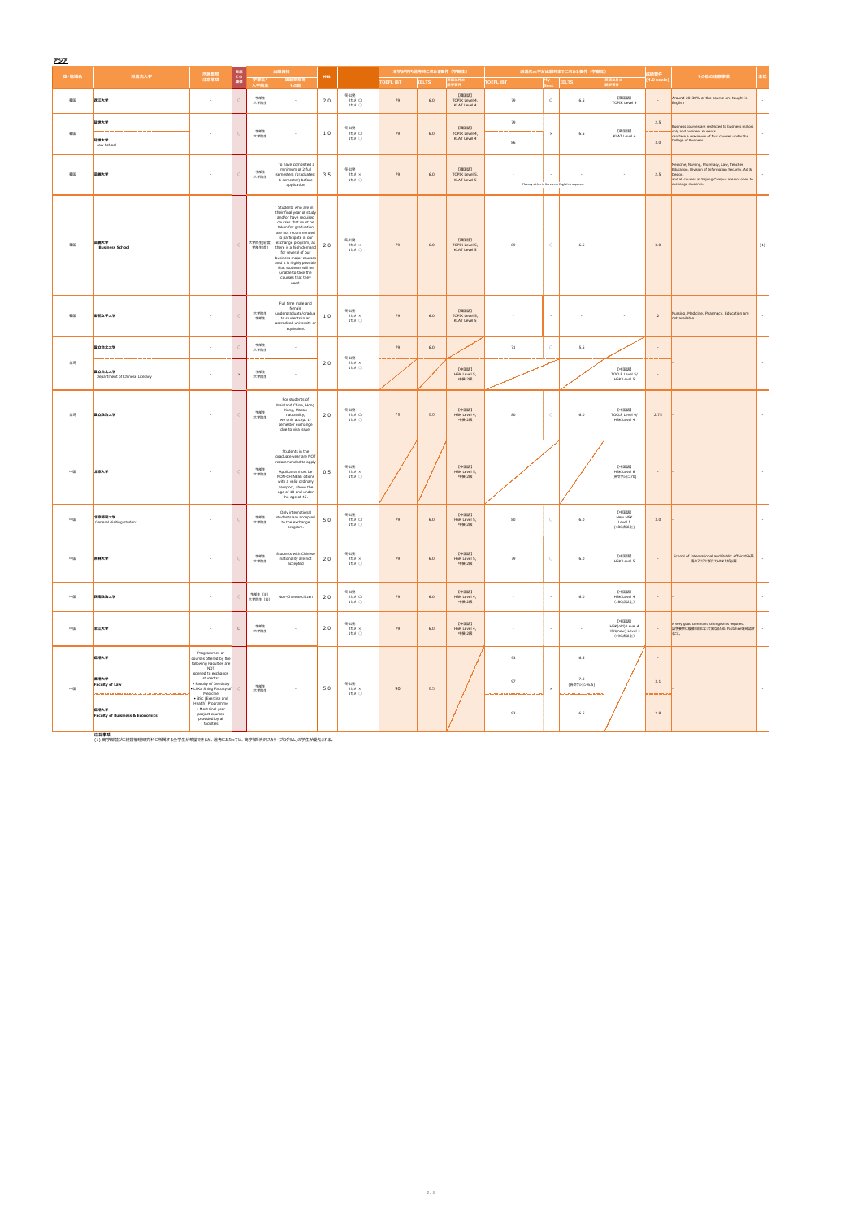## アジア

| 国・地域名 | 派遣先大学 | 所属部局注意事項 | 授業その他 | 学部生/大学院生 | 国籍制限等その他 | 学期 | | TOEFL iBT | IELTS | 英語以外の言語要件 | TOEFL iBT | My Best | IELTS | 英語以外の言語要件 | 成績要件(4.0 scale) | その他の注意事項 | 注記 |
|---|---|---|---|---|---|---|---|---|---|---|---|---|---|---|---|---|---|
| 韓国 | 高麗大学 | - | ○ | 学部生大学院生 | - | 2.0 | 年12月 2月12月 ○ 1月1日 ○ | 79 | 6.0 | 【韓国語】TOPIK Level 4, KLAT Level 4 | 79 | ○ | 6.5 | 【韓国語】TOPIK Level 4 | - | Around 20-30% of the course are taught in English | - |
| 韓国 | 延世大学 / 延世大学 Law School | - | ○ | 学部生大学院生 | - | 1.0 | 年12月 2月12月 ○ 1月1日 ○ | 79 | 6.0 | 【韓国語】TOPIK Level 4, KLAT Level 4 | 79 / 86 | × | 6.5 | 【韓国語】KLAT Level 4 | 2.5 / 3.0 | Business courses are restricted to business majors only and business students can take a maximum of four courses under the College of Business | - |
| 韓国 | 高麗大学 | - | ○ | 学部生大学院生 | To have completed a minimum of 2 full semesters (graduates: 1 semester) before application | 3.5 | 年12月 2月12月 × 1月1日 ○ | 79 | 6.0 | 【韓国語】TOPIK Level 5, KLAT Level 5 | - | - | - | - | 2.5 | Medicine, Nursing, Pharmacy, Law, Teacher Education, Division of Information Security, Art & Design, and all courses at Sejong Campus are not open to exchange students. | - |
| | | | | | | | | | | | Fluency either in Korean or English is required. | | | | | | |
| 韓国 | 高麗大学 Business School | - | ○ | 大学院生(修士) 学部生(B) | Students who are in their final year of study and/or have required courses that must be taken for graduation are not recommended to participate in our exchange program, as there is a high demand for several of our business major courses and it is highly possible that students will be unable to take the courses that they need. | 2.0 | 年12月 2月12月 × 1月1日 ○ | 79 | 6.0 | 【韓国語】TOPIK Level 5, KLAT Level 5 | 88 | ○ | 6.5 | - | 3.0 | | (1) |
| 韓国 | 梨花女子大学 | - | ○ | 大学院生学部生 | Full time male and female undergraduate/graduate students in an accredited university or equivalent | 1.0 | 年12月 2月12月 × 1月1日 ○ | 79 | 6.0 | 【韓国語】TOPIK Level 5, KLAT Level 5 | - | - | - | - | 3 | Nursing, Medicine, Pharmacy, Education are not available. | - |
| 台湾 | 国立台湾大学 | - | ○ | 学部生大学院生 | - | 2.0 | 年12月 2月12月 × 1月1日 ○ | 79 | 6.0 | | 71 | ○ | 5.5 | | - | | - |
| 台湾 | 国立台湾大学 Department of Chinese Literacy | - | × | 学部生大学院生 | | | | | | 【中国語】HSK Level 5, 中検 2級 | | | | 【中国語】TOCFL Level 5/ HSK Level 5 | - | | |
| 台湾 | 国立政治大学 | - | ○ | 学部生大学院生 | For students of Mainland China, Hong Kong, Macau nationality, we only accept 1-semester exchange due to visa issue. | 2.0 | 年12月 2月12月 ○ 1月1日 ○ | 73 | 5.0 | 【中国語】HSK Level 4, 中検 2級 | 80 | ○ | 6.0 | 【中国語】TOCFL Level 4/ HSK Level 4 | 2.75 | | - |
| 中国 | 北京大学 | - | ○ | 学部生大学院生 | Students in the graduate year are NOT recommended to apply. Applicants must be NON-CHINESE citizens with a valid ordinary passport, above the age of 18 and under the age of 45. | 0.5 | 年12月 2月12月 × 1月1日 ○ | | | 【中国語】HSK Level 5, 中検 2級 | | | | 【中国語】HSK Level 6 (各セクション70) | - | | - |
| 中国 | 北京師範大学 General Visiting student | - | ○ | 学部生大学院生 | Only international students are accepted to the exchange program. | 5.0 | 年12月 2月12月 ○ 1月1日 ○ | 79 | 6.0 | 【中国語】HSK Level 5, 中検 2級 | 80 | ○ | 6.0 | 【中国語】New HSK Level 5 (180点以上) | 3.0 | | - |
| 中国 | 南開大学 | - | ○ | 学部生大学院生 | Students with Chinese nationality are not accepted | 2.0 | 年12月 2月12月 × 1月1日 ○ | 79 | 6.0 | 【中国語】HSK Level 5, 中検 2級 | 79 | ○ | 6.0 | 【中国語】HSK Level 5 | - | School of International and Public Affairsは英語のコースにおいてHSKを不必要 | - |
| 中国 | 西南財経大学 | - | ○ | 学部生(全)大学院生(全) | Non-Chinese citizen | 2.0 | 年12月 2月12月 ○ 1月1日 ○ | 79 | 6.0 | 【中国語】HSK Level 4, 中検 2級 | - | - | 6.0 | 【中国語】HSK Level 4 (180点以上) | - | | - |
| 中国 | 浙江大学 | - | ○ | 学部生大学院生 | - | 2.0 | 年12月 2月12月 × 1月1日 ○ | 79 | 6.0 | 【中国語】HSK Level 4, 中検 2級 | - | - | - | 【中国語】HSK(old) Level 4 HSK(new) Level 4 (180点以上) | - | A very good command of English is required. 語学要件は履修科目によって異なるため、Factsheetを確認すること。 | - |
| 中国 | 香港大学 / 香港大学 Faculty of Law / 香港大学 Faculty of Business & Economics | Programmes or courses offered by the following Faculties are NOT opened to exchange students: • Faculty of Dentistry • Li Ka Shing Faculty of Medicine • BSc (Exercise and Health) Programme • Most final year project courses provided by all faculties | ○ | 学部生大学院生 | - | 5.0 | 年12月 2月12月 × 1月1日 ○ | 90 | 6.5 | | 93 / 97 / 93 | × | 6.5 / 7.0 (各セクション 6.5) / 6.5 | | - / 3.1 / 2.8 | | - |

**注記事項**
(1) 商学部以外に経営管理研究科に所属する全学生が希望できるが、選考にあたっては、商学部 ホグスカラープログラムの学生が優先される。